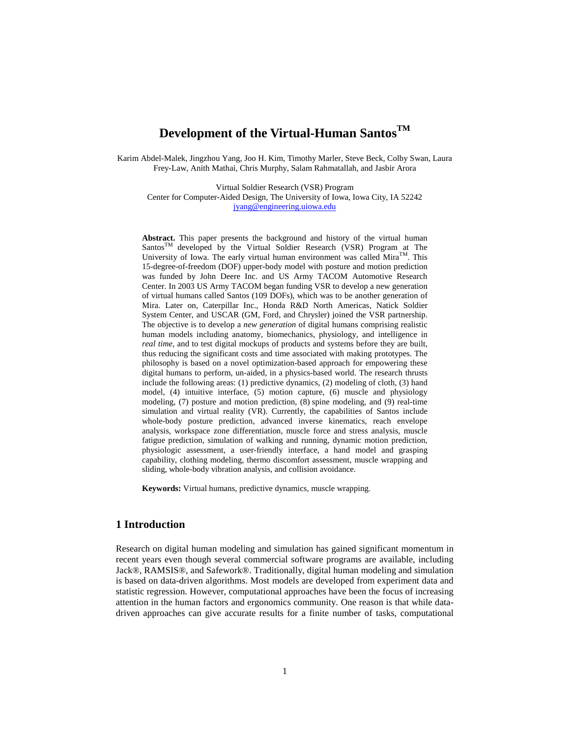# Development of the Virtual-Human Santos™

Karim Abdel-Malek, Jingzhou Yang, Joo H. Kim, Timothy Marler, Steve Beck, Colby Swan, Laura Frey-Law, Anith Mathai, Chris Murphy, Salam Rahmatallah, and Jasbir Arora

Virtual Soldier Research (VSR) Program
Center for Computer-Aided Design, The University of Iowa, Iowa City, IA 52242
jyang@engineering.uiowa.edu

**Abstract.** This paper presents the background and history of the virtual human Santos™ developed by the Virtual Soldier Research (VSR) Program at The University of Iowa. The early virtual human environment was called Mira™. This 15-degree-of-freedom (DOF) upper-body model with posture and motion prediction was funded by John Deere Inc. and US Army TACOM Automotive Research Center. In 2003 US Army TACOM began funding VSR to develop a new generation of virtual humans called Santos (109 DOFs), which was to be another generation of Mira. Later on, Caterpillar Inc., Honda R&D North Americas, Natick Soldier System Center, and USCAR (GM, Ford, and Chrysler) joined the VSR partnership. The objective is to develop a *new generation* of digital humans comprising realistic human models including anatomy, biomechanics, physiology, and intelligence in *real time*, and to test digital mockups of products and systems before they are built, thus reducing the significant costs and time associated with making prototypes. The philosophy is based on a novel optimization-based approach for empowering these digital humans to perform, un-aided, in a physics-based world. The research thrusts include the following areas: (1) predictive dynamics, (2) modeling of cloth, (3) hand model, (4) intuitive interface, (5) motion capture, (6) muscle and physiology modeling, (7) posture and motion prediction, (8) spine modeling, and (9) real-time simulation and virtual reality (VR). Currently, the capabilities of Santos include whole-body posture prediction, advanced inverse kinematics, reach envelope analysis, workspace zone differentiation, muscle force and stress analysis, muscle fatigue prediction, simulation of walking and running, dynamic motion prediction, physiologic assessment, a user-friendly interface, a hand model and grasping capability, clothing modeling, thermo discomfort assessment, muscle wrapping and sliding, whole-body vibration analysis, and collision avoidance.

**Keywords:** Virtual humans, predictive dynamics, muscle wrapping.

## 1 Introduction

Research on digital human modeling and simulation has gained significant momentum in recent years even though several commercial software programs are available, including Jack®, RAMSIS®, and Safework®. Traditionally, digital human modeling and simulation is based on data-driven algorithms. Most models are developed from experiment data and statistic regression. However, computational approaches have been the focus of increasing attention in the human factors and ergonomics community. One reason is that while data-driven approaches can give accurate results for a finite number of tasks, computational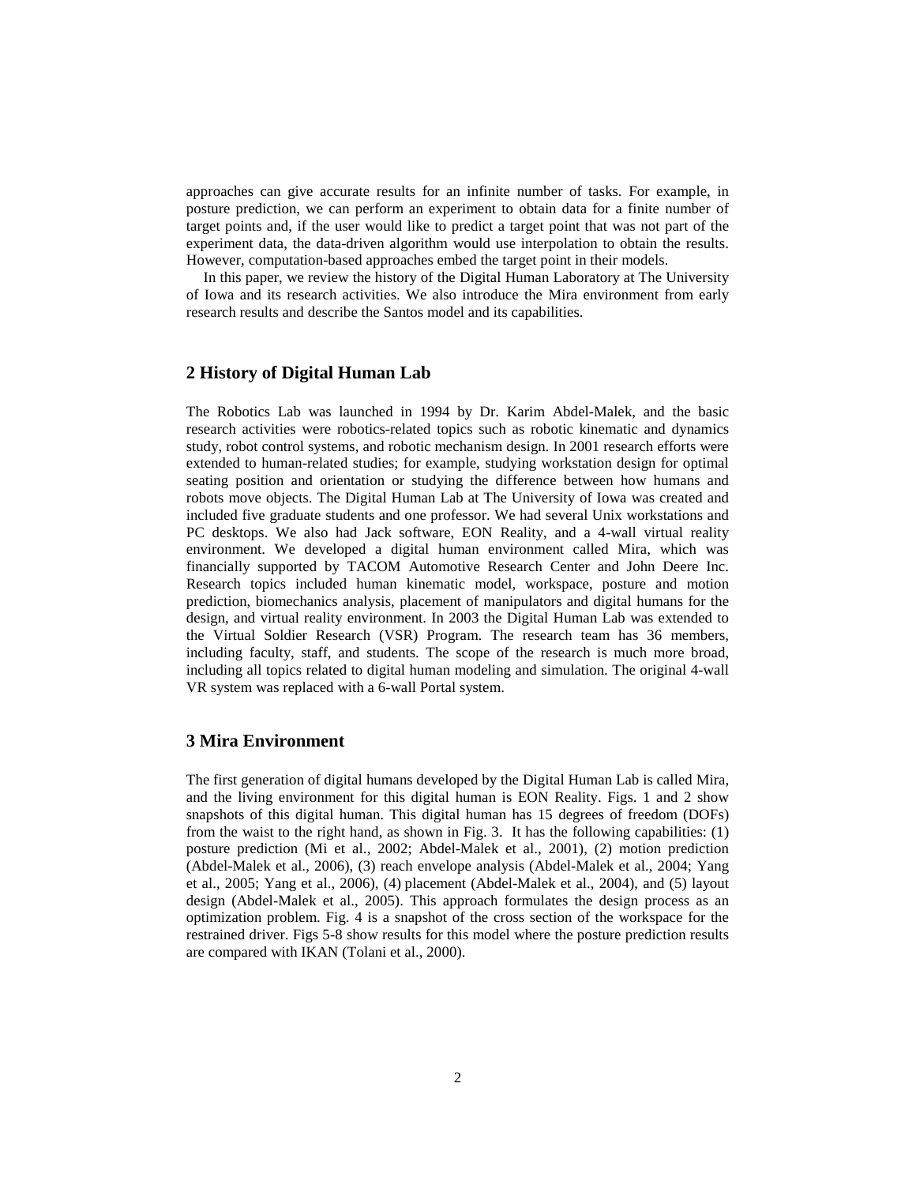approaches can give accurate results for an infinite number of tasks. For example, in posture prediction, we can perform an experiment to obtain data for a finite number of target points and, if the user would like to predict a target point that was not part of the experiment data, the data-driven algorithm would use interpolation to obtain the results. However, computation-based approaches embed the target point in their models.

In this paper, we review the history of the Digital Human Laboratory at The University of Iowa and its research activities. We also introduce the Mira environment from early research results and describe the Santos model and its capabilities.

## 2 History of Digital Human Lab

The Robotics Lab was launched in 1994 by Dr. Karim Abdel-Malek, and the basic research activities were robotics-related topics such as robotic kinematic and dynamics study, robot control systems, and robotic mechanism design. In 2001 research efforts were extended to human-related studies; for example, studying workstation design for optimal seating position and orientation or studying the difference between how humans and robots move objects. The Digital Human Lab at The University of Iowa was created and included five graduate students and one professor. We had several Unix workstations and PC desktops. We also had Jack software, EON Reality, and a 4-wall virtual reality environment. We developed a digital human environment called Mira, which was financially supported by TACOM Automotive Research Center and John Deere Inc. Research topics included human kinematic model, workspace, posture and motion prediction, biomechanics analysis, placement of manipulators and digital humans for the design, and virtual reality environment. In 2003 the Digital Human Lab was extended to the Virtual Soldier Research (VSR) Program. The research team has 36 members, including faculty, staff, and students. The scope of the research is much more broad, including all topics related to digital human modeling and simulation. The original 4-wall VR system was replaced with a 6-wall Portal system.

## 3 Mira Environment

The first generation of digital humans developed by the Digital Human Lab is called Mira, and the living environment for this digital human is EON Reality. Figs. 1 and 2 show snapshots of this digital human. This digital human has 15 degrees of freedom (DOFs) from the waist to the right hand, as shown in Fig. 3. It has the following capabilities: (1) posture prediction (Mi et al., 2002; Abdel-Malek et al., 2001), (2) motion prediction (Abdel-Malek et al., 2006), (3) reach envelope analysis (Abdel-Malek et al., 2004; Yang et al., 2005; Yang et al., 2006), (4) placement (Abdel-Malek et al., 2004), and (5) layout design (Abdel-Malek et al., 2005). This approach formulates the design process as an optimization problem. Fig. 4 is a snapshot of the cross section of the workspace for the restrained driver. Figs 5-8 show results for this model where the posture prediction results are compared with IKAN (Tolani et al., 2000).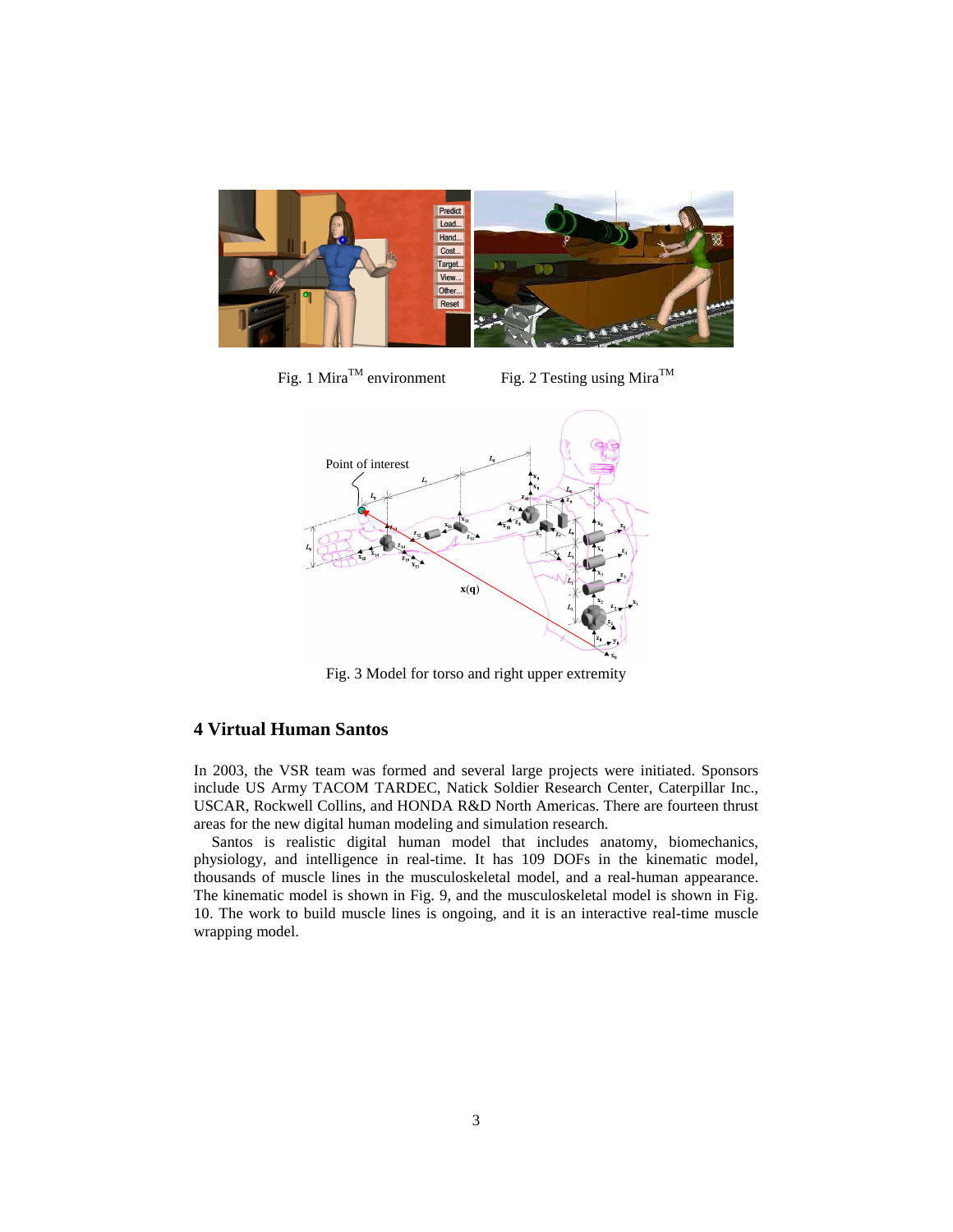Fig. 1 Mira$^{TM}$ environment

Fig. 2 Testing using Mira$^{TM}$

Fig. 3 Model for torso and right upper extremity

## 4 Virtual Human Santos

In 2003, the VSR team was formed and several large projects were initiated. Sponsors include US Army TACOM TARDEC, Natick Soldier Research Center, Caterpillar Inc., USCAR, Rockwell Collins, and HONDA R&D North Americas. There are fourteen thrust areas for the new digital human modeling and simulation research.

Santos is realistic digital human model that includes anatomy, biomechanics, physiology, and intelligence in real-time. It has 109 DOFs in the kinematic model, thousands of muscle lines in the musculoskeletal model, and a real-human appearance. The kinematic model is shown in Fig. 9, and the musculoskeletal model is shown in Fig. 10. The work to build muscle lines is ongoing, and it is an interactive real-time muscle wrapping model.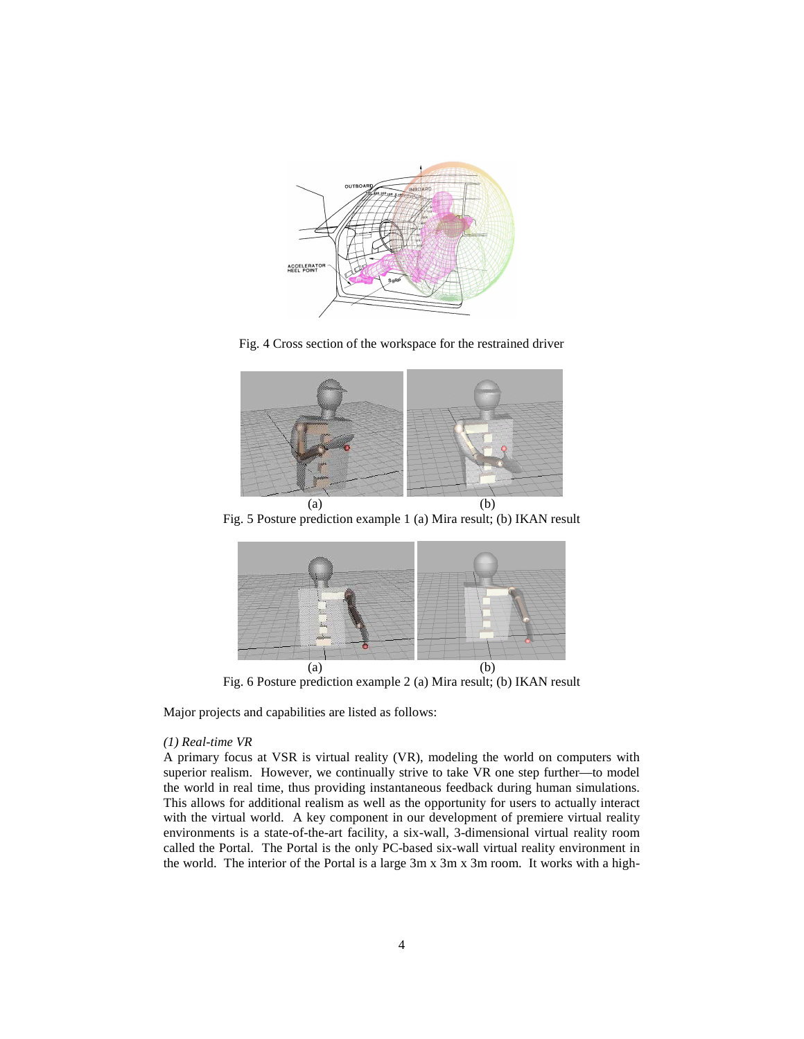Fig. 4 Cross section of the workspace for the restrained driver

(a) (b)

Fig. 5 Posture prediction example 1 (a) Mira result; (b) IKAN result

(a) (b)

Fig. 6 Posture prediction example 2 (a) Mira result; (b) IKAN result

Major projects and capabilities are listed as follows:

*(1) Real-time VR*

A primary focus at VSR is virtual reality (VR), modeling the world on computers with superior realism. However, we continually strive to take VR one step further—to model the world in real time, thus providing instantaneous feedback during human simulations. This allows for additional realism as well as the opportunity for users to actually interact with the virtual world. A key component in our development of premiere virtual reality environments is a state-of-the-art facility, a six-wall, 3-dimensional virtual reality room called the Portal. The Portal is the only PC-based six-wall virtual reality environment in the world. The interior of the Portal is a large 3m x 3m x 3m room. It works with a high-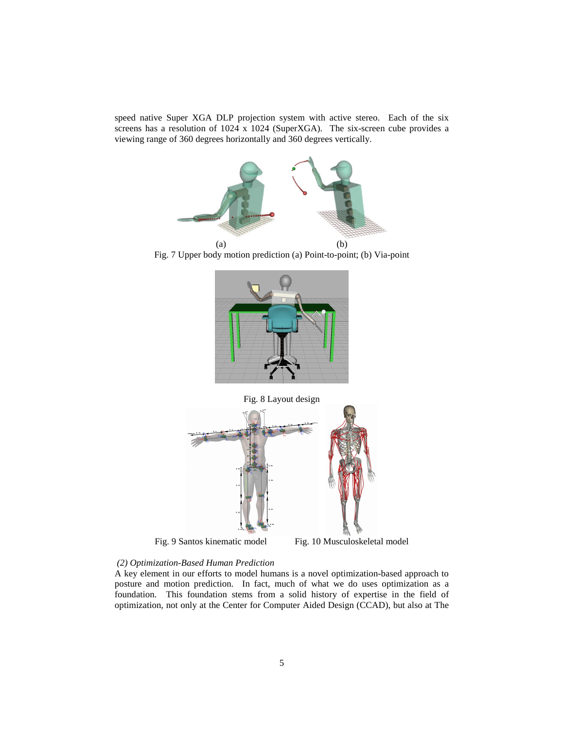speed native Super XGA DLP projection system with active stereo. Each of the six screens has a resolution of 1024 x 1024 (SuperXGA). The six-screen cube provides a viewing range of 360 degrees horizontally and 360 degrees vertically.

(a) (b)

Fig. 7 Upper body motion prediction (a) Point-to-point; (b) Via-point

Fig. 8 Layout design

Fig. 9 Santos kinematic model

Fig. 10 Musculoskeletal model

*(2) Optimization-Based Human Prediction*

A key element in our efforts to model humans is a novel optimization-based approach to posture and motion prediction. In fact, much of what we do uses optimization as a foundation. This foundation stems from a solid history of expertise in the field of optimization, not only at the Center for Computer Aided Design (CCAD), but also at The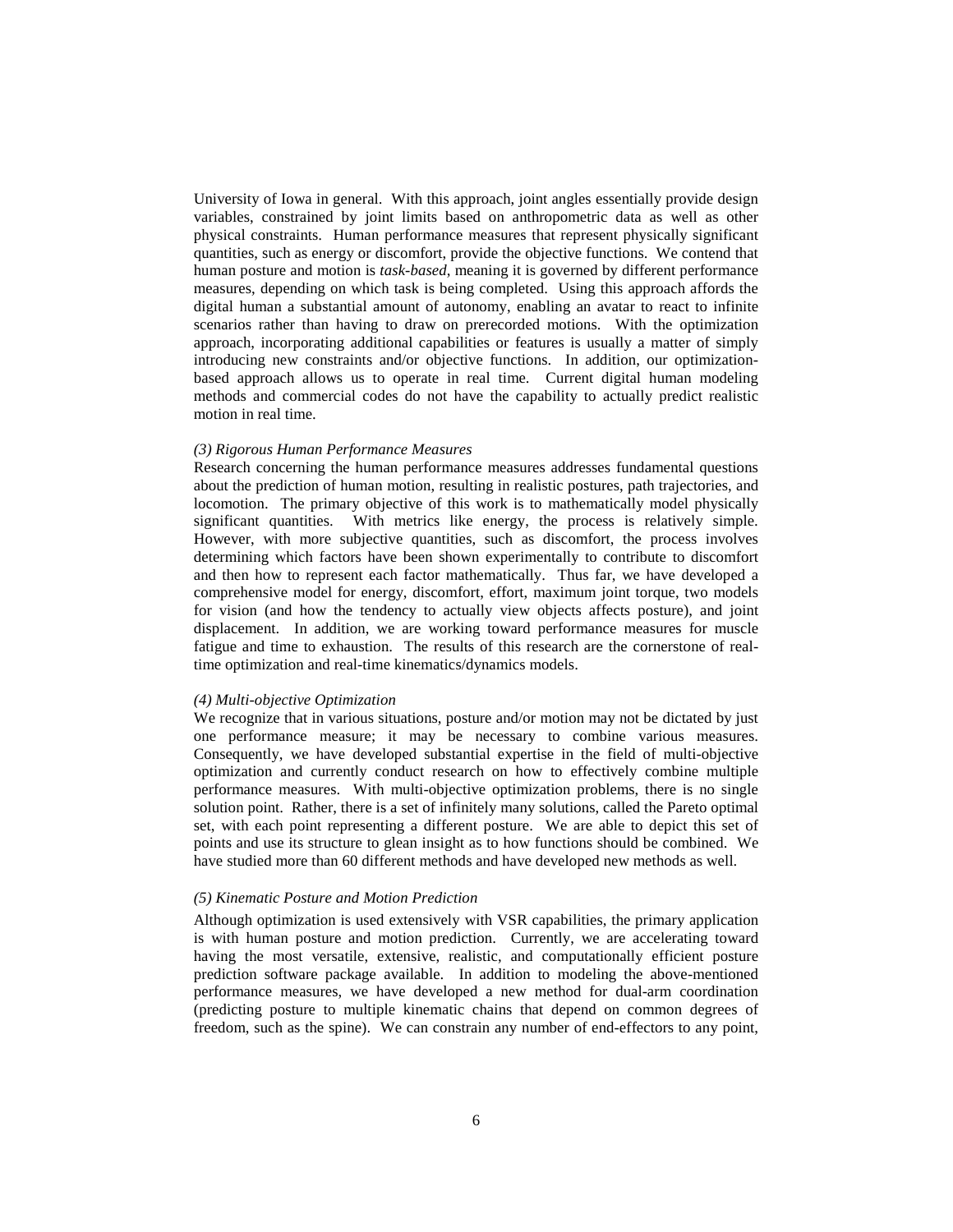University of Iowa in general. With this approach, joint angles essentially provide design variables, constrained by joint limits based on anthropometric data as well as other physical constraints. Human performance measures that represent physically significant quantities, such as energy or discomfort, provide the objective functions. We contend that human posture and motion is *task-based*, meaning it is governed by different performance measures, depending on which task is being completed. Using this approach affords the digital human a substantial amount of autonomy, enabling an avatar to react to infinite scenarios rather than having to draw on prerecorded motions. With the optimization approach, incorporating additional capabilities or features is usually a matter of simply introducing new constraints and/or objective functions. In addition, our optimization-based approach allows us to operate in real time. Current digital human modeling methods and commercial codes do not have the capability to actually predict realistic motion in real time.

*(3) Rigorous Human Performance Measures*

Research concerning the human performance measures addresses fundamental questions about the prediction of human motion, resulting in realistic postures, path trajectories, and locomotion. The primary objective of this work is to mathematically model physically significant quantities. With metrics like energy, the process is relatively simple. However, with more subjective quantities, such as discomfort, the process involves determining which factors have been shown experimentally to contribute to discomfort and then how to represent each factor mathematically. Thus far, we have developed a comprehensive model for energy, discomfort, effort, maximum joint torque, two models for vision (and how the tendency to actually view objects affects posture), and joint displacement. In addition, we are working toward performance measures for muscle fatigue and time to exhaustion. The results of this research are the cornerstone of real-time optimization and real-time kinematics/dynamics models.

*(4) Multi-objective Optimization*

We recognize that in various situations, posture and/or motion may not be dictated by just one performance measure; it may be necessary to combine various measures. Consequently, we have developed substantial expertise in the field of multi-objective optimization and currently conduct research on how to effectively combine multiple performance measures. With multi-objective optimization problems, there is no single solution point. Rather, there is a set of infinitely many solutions, called the Pareto optimal set, with each point representing a different posture. We are able to depict this set of points and use its structure to glean insight as to how functions should be combined. We have studied more than 60 different methods and have developed new methods as well.

*(5) Kinematic Posture and Motion Prediction*

Although optimization is used extensively with VSR capabilities, the primary application is with human posture and motion prediction. Currently, we are accelerating toward having the most versatile, extensive, realistic, and computationally efficient posture prediction software package available. In addition to modeling the above-mentioned performance measures, we have developed a new method for dual-arm coordination (predicting posture to multiple kinematic chains that depend on common degrees of freedom, such as the spine). We can constrain any number of end-effectors to any point,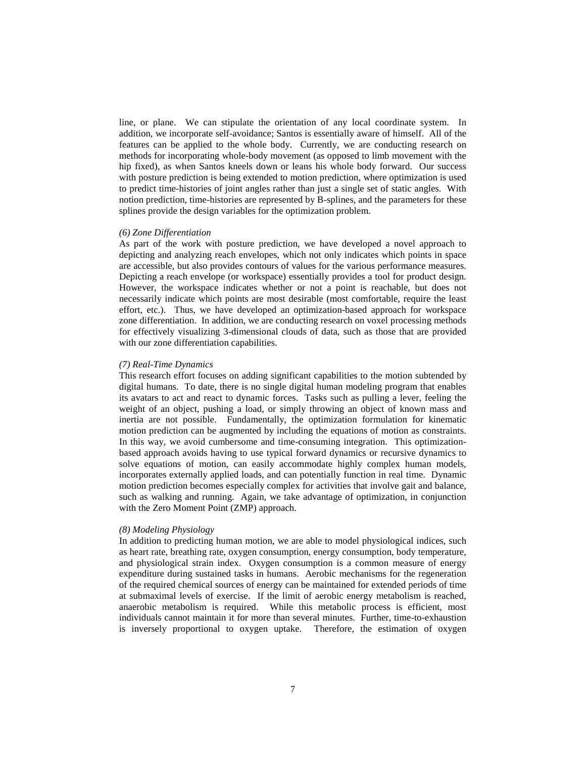line, or plane. We can stipulate the orientation of any local coordinate system. In addition, we incorporate self-avoidance; Santos is essentially aware of himself. All of the features can be applied to the whole body. Currently, we are conducting research on methods for incorporating whole-body movement (as opposed to limb movement with the hip fixed), as when Santos kneels down or leans his whole body forward. Our success with posture prediction is being extended to motion prediction, where optimization is used to predict time-histories of joint angles rather than just a single set of static angles. With notion prediction, time-histories are represented by B-splines, and the parameters for these splines provide the design variables for the optimization problem.

*(6) Zone Differentiation*

As part of the work with posture prediction, we have developed a novel approach to depicting and analyzing reach envelopes, which not only indicates which points in space are accessible, but also provides contours of values for the various performance measures. Depicting a reach envelope (or workspace) essentially provides a tool for product design. However, the workspace indicates whether or not a point is reachable, but does not necessarily indicate which points are most desirable (most comfortable, require the least effort, etc.). Thus, we have developed an optimization-based approach for workspace zone differentiation. In addition, we are conducting research on voxel processing methods for effectively visualizing 3-dimensional clouds of data, such as those that are provided with our zone differentiation capabilities.

*(7) Real-Time Dynamics*

This research effort focuses on adding significant capabilities to the motion subtended by digital humans. To date, there is no single digital human modeling program that enables its avatars to act and react to dynamic forces. Tasks such as pulling a lever, feeling the weight of an object, pushing a load, or simply throwing an object of known mass and inertia are not possible. Fundamentally, the optimization formulation for kinematic motion prediction can be augmented by including the equations of motion as constraints. In this way, we avoid cumbersome and time-consuming integration. This optimization-based approach avoids having to use typical forward dynamics or recursive dynamics to solve equations of motion, can easily accommodate highly complex human models, incorporates externally applied loads, and can potentially function in real time. Dynamic motion prediction becomes especially complex for activities that involve gait and balance, such as walking and running. Again, we take advantage of optimization, in conjunction with the Zero Moment Point (ZMP) approach.

*(8) Modeling Physiology*

In addition to predicting human motion, we are able to model physiological indices, such as heart rate, breathing rate, oxygen consumption, energy consumption, body temperature, and physiological strain index. Oxygen consumption is a common measure of energy expenditure during sustained tasks in humans. Aerobic mechanisms for the regeneration of the required chemical sources of energy can be maintained for extended periods of time at submaximal levels of exercise. If the limit of aerobic energy metabolism is reached, anaerobic metabolism is required. While this metabolic process is efficient, most individuals cannot maintain it for more than several minutes. Further, time-to-exhaustion is inversely proportional to oxygen uptake. Therefore, the estimation of oxygen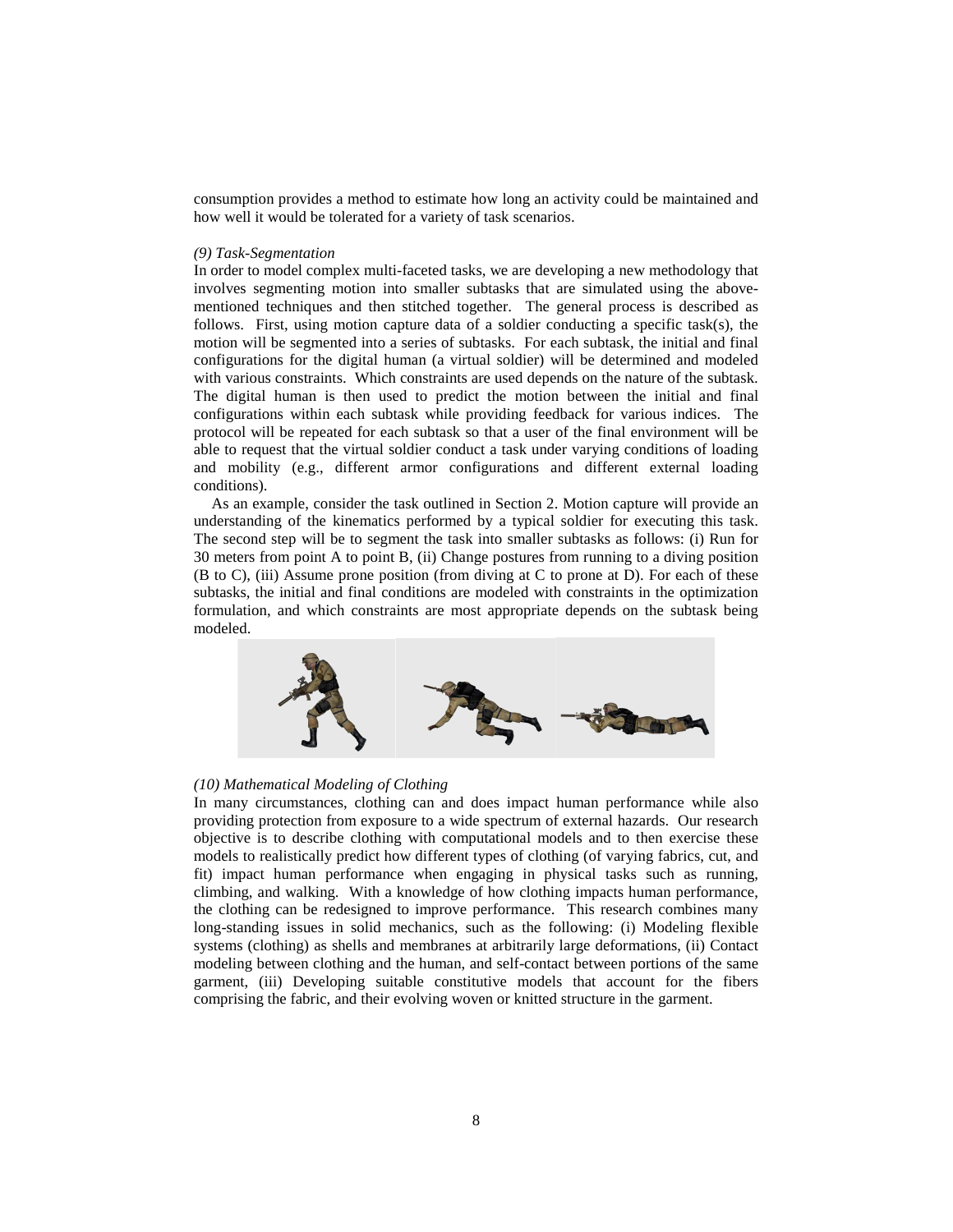consumption provides a method to estimate how long an activity could be maintained and how well it would be tolerated for a variety of task scenarios.

*(9) Task-Segmentation*

In order to model complex multi-faceted tasks, we are developing a new methodology that involves segmenting motion into smaller subtasks that are simulated using the above-mentioned techniques and then stitched together. The general process is described as follows. First, using motion capture data of a soldier conducting a specific task(s), the motion will be segmented into a series of subtasks. For each subtask, the initial and final configurations for the digital human (a virtual soldier) will be determined and modeled with various constraints. Which constraints are used depends on the nature of the subtask. The digital human is then used to predict the motion between the initial and final configurations within each subtask while providing feedback for various indices. The protocol will be repeated for each subtask so that a user of the final environment will be able to request that the virtual soldier conduct a task under varying conditions of loading and mobility (e.g., different armor configurations and different external loading conditions).

As an example, consider the task outlined in Section 2. Motion capture will provide an understanding of the kinematics performed by a typical soldier for executing this task. The second step will be to segment the task into smaller subtasks as follows: (i) Run for 30 meters from point A to point B, (ii) Change postures from running to a diving position (B to C), (iii) Assume prone position (from diving at C to prone at D). For each of these subtasks, the initial and final conditions are modeled with constraints in the optimization formulation, and which constraints are most appropriate depends on the subtask being modeled.

*(10) Mathematical Modeling of Clothing*

In many circumstances, clothing can and does impact human performance while also providing protection from exposure to a wide spectrum of external hazards. Our research objective is to describe clothing with computational models and to then exercise these models to realistically predict how different types of clothing (of varying fabrics, cut, and fit) impact human performance when engaging in physical tasks such as running, climbing, and walking. With a knowledge of how clothing impacts human performance, the clothing can be redesigned to improve performance. This research combines many long-standing issues in solid mechanics, such as the following: (i) Modeling flexible systems (clothing) as shells and membranes at arbitrarily large deformations, (ii) Contact modeling between clothing and the human, and self-contact between portions of the same garment, (iii) Developing suitable constitutive models that account for the fibers comprising the fabric, and their evolving woven or knitted structure in the garment.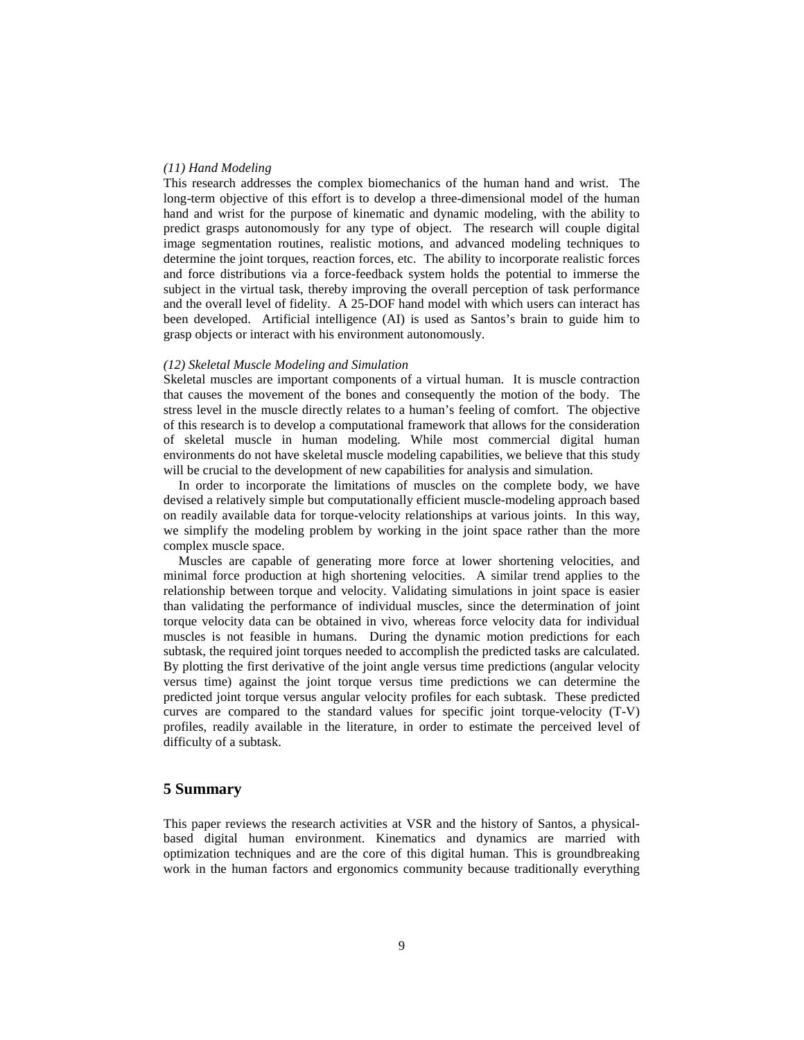*(11) Hand Modeling*

This research addresses the complex biomechanics of the human hand and wrist. The long-term objective of this effort is to develop a three-dimensional model of the human hand and wrist for the purpose of kinematic and dynamic modeling, with the ability to predict grasps autonomously for any type of object. The research will couple digital image segmentation routines, realistic motions, and advanced modeling techniques to determine the joint torques, reaction forces, etc. The ability to incorporate realistic forces and force distributions via a force-feedback system holds the potential to immerse the subject in the virtual task, thereby improving the overall perception of task performance and the overall level of fidelity. A 25-DOF hand model with which users can interact has been developed. Artificial intelligence (AI) is used as Santos's brain to guide him to grasp objects or interact with his environment autonomously.

*(12) Skeletal Muscle Modeling and Simulation*

Skeletal muscles are important components of a virtual human. It is muscle contraction that causes the movement of the bones and consequently the motion of the body. The stress level in the muscle directly relates to a human's feeling of comfort. The objective of this research is to develop a computational framework that allows for the consideration of skeletal muscle in human modeling. While most commercial digital human environments do not have skeletal muscle modeling capabilities, we believe that this study will be crucial to the development of new capabilities for analysis and simulation.

In order to incorporate the limitations of muscles on the complete body, we have devised a relatively simple but computationally efficient muscle-modeling approach based on readily available data for torque-velocity relationships at various joints. In this way, we simplify the modeling problem by working in the joint space rather than the more complex muscle space.

Muscles are capable of generating more force at lower shortening velocities, and minimal force production at high shortening velocities. A similar trend applies to the relationship between torque and velocity. Validating simulations in joint space is easier than validating the performance of individual muscles, since the determination of joint torque velocity data can be obtained in vivo, whereas force velocity data for individual muscles is not feasible in humans. During the dynamic motion predictions for each subtask, the required joint torques needed to accomplish the predicted tasks are calculated. By plotting the first derivative of the joint angle versus time predictions (angular velocity versus time) against the joint torque versus time predictions we can determine the predicted joint torque versus angular velocity profiles for each subtask. These predicted curves are compared to the standard values for specific joint torque-velocity (T-V) profiles, readily available in the literature, in order to estimate the perceived level of difficulty of a subtask.

## 5 Summary

This paper reviews the research activities at VSR and the history of Santos, a physical-based digital human environment. Kinematics and dynamics are married with optimization techniques and are the core of this digital human. This is groundbreaking work in the human factors and ergonomics community because traditionally everything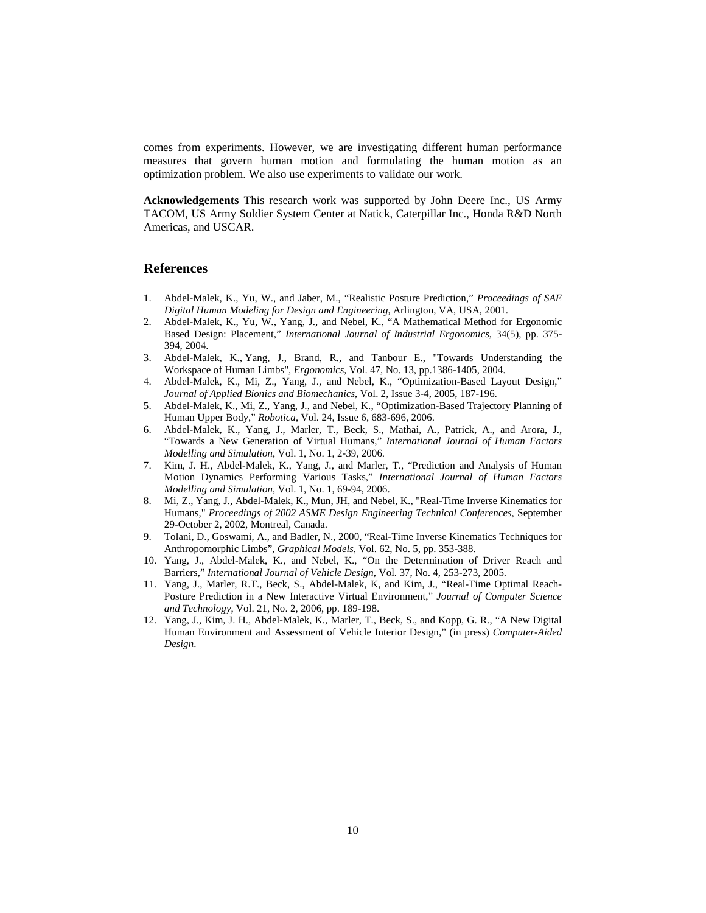comes from experiments. However, we are investigating different human performance measures that govern human motion and formulating the human motion as an optimization problem. We also use experiments to validate our work.

**Acknowledgements** This research work was supported by John Deere Inc., US Army TACOM, US Army Soldier System Center at Natick, Caterpillar Inc., Honda R&D North Americas, and USCAR.

## References

1. Abdel-Malek, K., Yu, W., and Jaber, M., "Realistic Posture Prediction," *Proceedings of SAE Digital Human Modeling for Design and Engineering*, Arlington, VA, USA, 2001.
2. Abdel-Malek, K., Yu, W., Yang, J., and Nebel, K., "A Mathematical Method for Ergonomic Based Design: Placement," *International Journal of Industrial Ergonomics*, 34(5), pp. 375-394, 2004.
3. Abdel-Malek, K., Yang, J., Brand, R., and Tanbour E., "Towards Understanding the Workspace of Human Limbs", *Ergonomics*, Vol. 47, No. 13, pp.1386-1405, 2004.
4. Abdel-Malek, K., Mi, Z., Yang, J., and Nebel, K., "Optimization-Based Layout Design," *Journal of Applied Bionics and Biomechanics*, Vol. 2, Issue 3-4, 2005, 187-196.
5. Abdel-Malek, K., Mi, Z., Yang, J., and Nebel, K., "Optimization-Based Trajectory Planning of Human Upper Body," *Robotica*, Vol. 24, Issue 6, 683-696, 2006.
6. Abdel-Malek, K., Yang, J., Marler, T., Beck, S., Mathai, A., Patrick, A., and Arora, J., "Towards a New Generation of Virtual Humans," *International Journal of Human Factors Modelling and Simulation*, Vol. 1, No. 1, 2-39, 2006.
7. Kim, J. H., Abdel-Malek, K., Yang, J., and Marler, T., "Prediction and Analysis of Human Motion Dynamics Performing Various Tasks," *International Journal of Human Factors Modelling and Simulation*, Vol. 1, No. 1, 69-94, 2006.
8. Mi, Z., Yang, J., Abdel-Malek, K., Mun, JH, and Nebel, K., "Real-Time Inverse Kinematics for Humans," *Proceedings of 2002 ASME Design Engineering Technical Conferences*, September 29-October 2, 2002, Montreal, Canada.
9. Tolani, D., Goswami, A., and Badler, N., 2000, "Real-Time Inverse Kinematics Techniques for Anthropomorphic Limbs", *Graphical Models*, Vol. 62, No. 5, pp. 353-388.
10. Yang, J., Abdel-Malek, K., and Nebel, K., "On the Determination of Driver Reach and Barriers," *International Journal of Vehicle Design*, Vol. 37, No. 4, 253-273, 2005.
11. Yang, J., Marler, R.T., Beck, S., Abdel-Malek, K, and Kim, J., "Real-Time Optimal Reach-Posture Prediction in a New Interactive Virtual Environment," *Journal of Computer Science and Technology*, Vol. 21, No. 2, 2006, pp. 189-198.
12. Yang, J., Kim, J. H., Abdel-Malek, K., Marler, T., Beck, S., and Kopp, G. R., "A New Digital Human Environment and Assessment of Vehicle Interior Design," (in press) *Computer-Aided Design*.